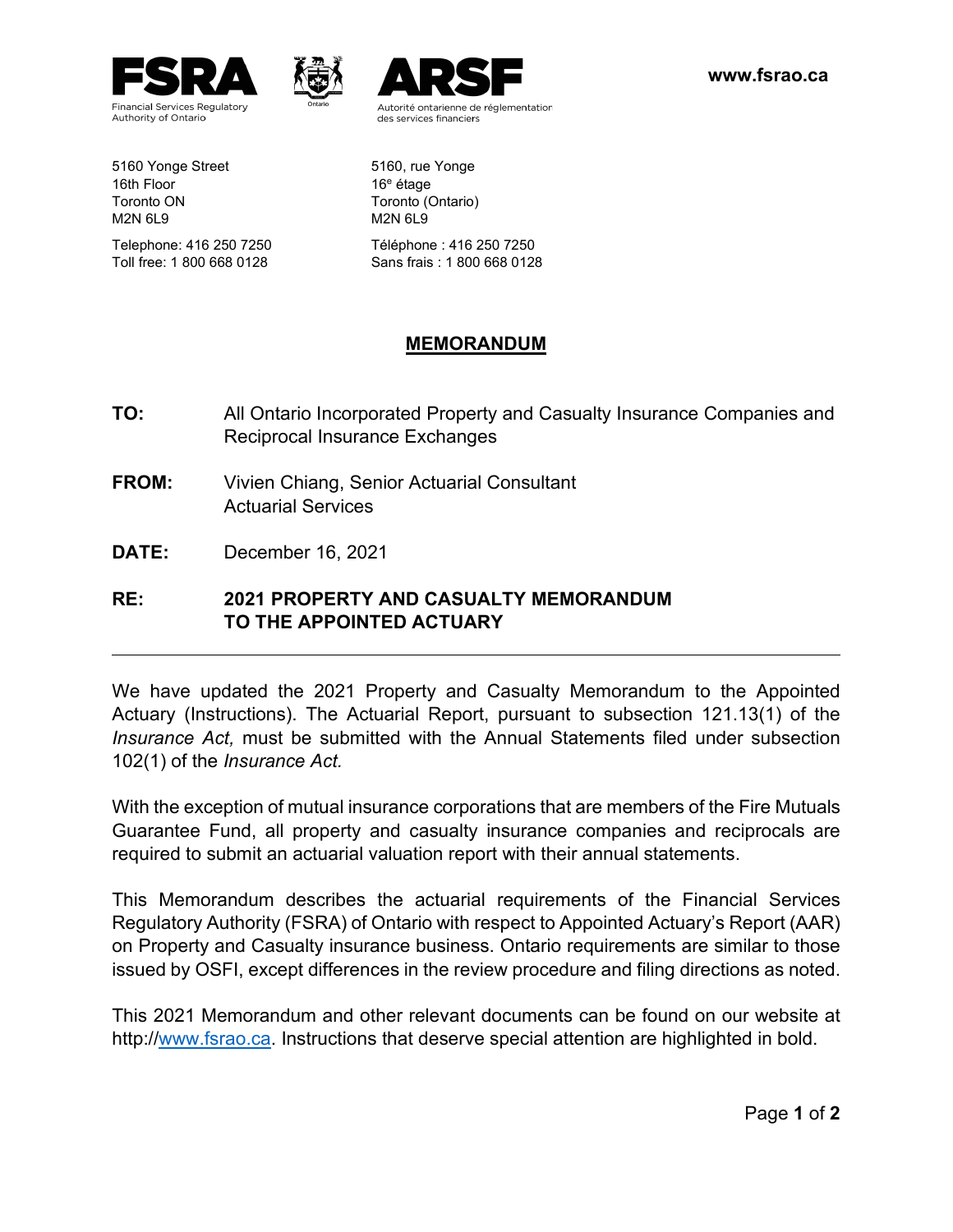**FSRA**
Financial Services Regulatory Authority of Ontario

**ARSF**
Autorité ontarienne de réglementation des services financiers

**www.fsrao.ca**

5160 Yonge Street
16th Floor
Toronto ON
M2N 6L9

Telephone: 416 250 7250
Toll free: 1 800 668 0128

5160, rue Yonge
16e étage
Toronto (Ontario)
M2N 6L9

Téléphone : 416 250 7250
Sans frais : 1 800 668 0128

# MEMORANDUM

**TO:** All Ontario Incorporated Property and Casualty Insurance Companies and Reciprocal Insurance Exchanges

**FROM:** Vivien Chiang, Senior Actuarial Consultant
Actuarial Services

**DATE:** December 16, 2021

**RE:** **2021 PROPERTY AND CASUALTY MEMORANDUM TO THE APPOINTED ACTUARY**

---

We have updated the 2021 Property and Casualty Memorandum to the Appointed Actuary (Instructions). The Actuarial Report, pursuant to subsection 121.13(1) of the *Insurance Act,* must be submitted with the Annual Statements filed under subsection 102(1) of the *Insurance Act.*

With the exception of mutual insurance corporations that are members of the Fire Mutuals Guarantee Fund, all property and casualty insurance companies and reciprocals are required to submit an actuarial valuation report with their annual statements.

This Memorandum describes the actuarial requirements of the Financial Services Regulatory Authority (FSRA) of Ontario with respect to Appointed Actuary's Report (AAR) on Property and Casualty insurance business. Ontario requirements are similar to those issued by OSFI, except differences in the review procedure and filing directions as noted.

This 2021 Memorandum and other relevant documents can be found on our website at http://www.fsrao.ca. Instructions that deserve special attention are highlighted in bold.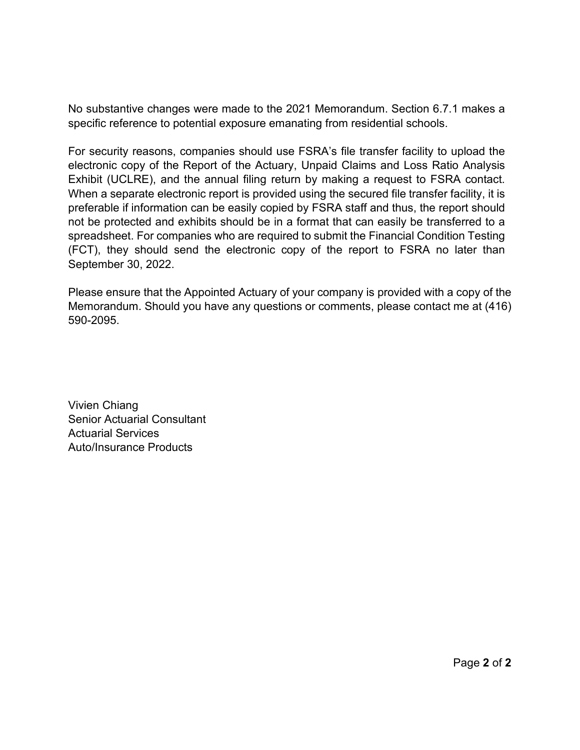No substantive changes were made to the 2021 Memorandum. Section 6.7.1 makes a specific reference to potential exposure emanating from residential schools.

For security reasons, companies should use FSRA's file transfer facility to upload the electronic copy of the Report of the Actuary, Unpaid Claims and Loss Ratio Analysis Exhibit (UCLRE), and the annual filing return by making a request to FSRA contact. When a separate electronic report is provided using the secured file transfer facility, it is preferable if information can be easily copied by FSRA staff and thus, the report should not be protected and exhibits should be in a format that can easily be transferred to a spreadsheet. For companies who are required to submit the Financial Condition Testing (FCT), they should send the electronic copy of the report to FSRA no later than September 30, 2022.

Please ensure that the Appointed Actuary of your company is provided with a copy of the Memorandum. Should you have any questions or comments, please contact me at (416) 590-2095.

Vivien Chiang  
Senior Actuarial Consultant  
Actuarial Services  
Auto/Insurance Products